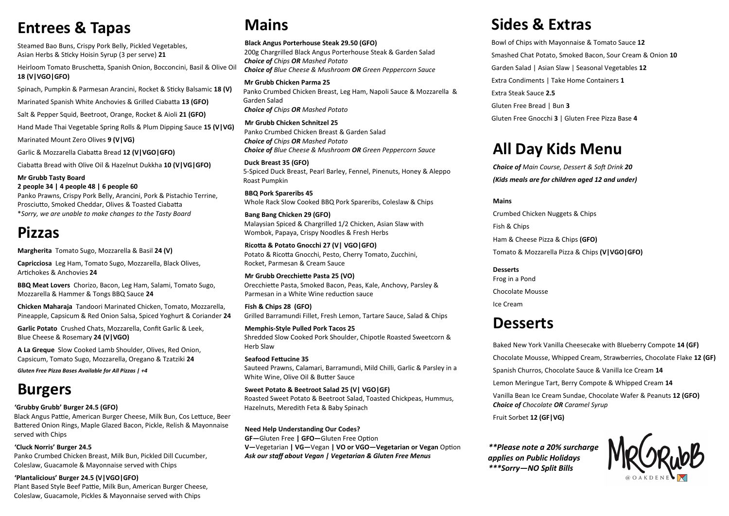# Entrees & Tapas

Steamed Bao Buns, Crispy Pork Belly, Pickled Vegetables, Asian Herbs & Sticky Hoisin Syrup (3 per serve) **21**

Heirloom Tomato Bruschetta, Spanish Onion, Bocconcini, Basil & Olive Oil **18 (V|VGO|GFO)**

Spinach, Pumpkin & Parmesan Arancini, Rocket & Sticky Balsamic **18 (V)**

Marinated Spanish White Anchovies & Grilled Ciabatta **13 (GFO)**

Salt & Pepper Squid, Beetroot, Orange, Rocket & Aioli **21 (GFO)**

Hand Made Thai Vegetable Spring Rolls & Plum Dipping Sauce **15 (V|VG)**

Marinated Mount Zero Olives **9 (V|VG)**

Garlic & Mozzarella Ciabatta Bread **12 (V|VGO|GFO)**

Ciabatta Bread with Olive Oil & Hazelnut Dukkha **10 (V|VG|GFO)**

**Mr Grubb Tasty Board**
**2 people 34 | 4 people 48 | 6 people 60**
Panko Prawns, Crispy Pork Belly, Arancini, Pork & Pistachio Terrine, Prosciutto, Smoked Cheddar, Olives & Toasted Ciabatta
**Sorry, we are unable to make changes to the Tasty Board*

# Pizzas

**Margherita** Tomato Sugo, Mozzarella & Basil **24 (V)**

**Capricciosa** Leg Ham, Tomato Sugo, Mozzarella, Black Olives, Artichokes & Anchovies **24**

**BBQ Meat Lovers** Chorizo, Bacon, Leg Ham, Salami, Tomato Sugo, Mozzarella & Hammer & Tongs BBQ Sauce **24**

**Chicken Maharaja** Tandoori Marinated Chicken, Tomato, Mozzarella, Pineapple, Capsicum & Red Onion Salsa, Spiced Yoghurt & Coriander **24**

**Garlic Potato** Crushed Chats, Mozzarella, Confit Garlic & Leek, Blue Cheese & Rosemary **24 (V|VGO)**

**A La Greque** Slow Cooked Lamb Shoulder, Olives, Red Onion, Capsicum, Tomato Sugo, Mozzarella, Oregano & Tzatziki **24**

***Gluten Free Pizza Bases Available for All Pizzas | +4***

# Burgers

**'Grubby Grubb' Burger 24.5 (GFO)**
Black Angus Pattie, American Burger Cheese, Milk Bun, Cos Lettuce, Beer Battered Onion Rings, Maple Glazed Bacon, Pickle, Relish & Mayonnaise served with Chips

**'Cluck Norris' Burger 24.5**
Panko Crumbed Chicken Breast, Milk Bun, Pickled Dill Cucumber, Coleslaw, Guacamole & Mayonnaise served with Chips

**'Plantalicious' Burger 24.5 (V|VGO|GFO)**
Plant Based Style Beef Pattie, Milk Bun, American Burger Cheese, Coleslaw, Guacamole, Pickles & Mayonnaise served with Chips

# Mains

**Black Angus Porterhouse Steak 29.50 (GFO)**
200g Chargrilled Black Angus Porterhouse Steak & Garden Salad
***Choice of** Chips **OR** Mashed Potato*
***Choice of** Blue Cheese & Mushroom **OR** Green Peppercorn Sauce*

**Mr Grubb Chicken Parma 25**
Panko Crumbed Chicken Breast, Leg Ham, Napoli Sauce & Mozzarella & Garden Salad
***Choice of** Chips **OR** Mashed Potato*

**Mr Grubb Chicken Schnitzel 25**
Panko Crumbed Chicken Breast & Garden Salad
***Choice of** Chips **OR** Mashed Potato*
***Choice of** Blue Cheese & Mushroom **OR** Green Peppercorn Sauce*

**Duck Breast 35 (GFO)**
5-Spiced Duck Breast, Pearl Barley, Fennel, Pinenuts, Honey & Aleppo Roast Pumpkin

**BBQ Pork Spareribs 45**
Whole Rack Slow Cooked BBQ Pork Spareribs, Coleslaw & Chips

**Bang Bang Chicken 29 (GFO)**
Malaysian Spiced & Chargrilled 1/2 Chicken, Asian Slaw with Wombok, Papaya, Crispy Noodles & Fresh Herbs

**Ricotta & Potato Gnocchi 27 (V| VGO|GFO)**
Potato & Ricotta Gnocchi, Pesto, Cherry Tomato, Zucchini, Rocket, Parmesan & Cream Sauce

**Mr Grubb Orecchiette Pasta 25 (VO)**
Orecchiette Pasta, Smoked Bacon, Peas, Kale, Anchovy, Parsley & Parmesan in a White Wine reduction sauce

**Fish & Chips 28 (GFO)**
Grilled Barramundi Fillet, Fresh Lemon, Tartare Sauce, Salad & Chips

**Memphis-Style Pulled Pork Tacos 25**
Shredded Slow Cooked Pork Shoulder, Chipotle Roasted Sweetcorn & Herb Slaw

**Seafood Fettucine 35**
Sauteed Prawns, Calamari, Barramundi, Mild Chilli, Garlic & Parsley in a White Wine, Olive Oil & Butter Sauce

**Sweet Potato & Beetroot Salad 25 (V| VGO|GF)**
Roasted Sweet Potato & Beetroot Salad, Toasted Chickpeas, Hummus, Hazelnuts, Meredith Feta & Baby Spinach

**Need Help Understanding Our Codes?**
**GF—**Gluten Free **| GFO—**Gluten Free Option
**V—**Vegetarian **| VG—**Vegan **| VO or VGO—Vegetarian or Vegan** Option
***Ask our staff about Vegan | Vegetarian & Gluten Free Menus***

# Sides & Extras

Bowl of Chips with Mayonnaise & Tomato Sauce **12**

Smashed Chat Potato, Smoked Bacon, Sour Cream & Onion **10**

Garden Salad | Asian Slaw | Seasonal Vegetables **12**

Extra Condiments | Take Home Containers **1**

Extra Steak Sauce **2.5**

Gluten Free Bread | Bun **3**

Gluten Free Gnocchi **3** | Gluten Free Pizza Base **4**

# All Day Kids Menu

***Choice of** Main Course, Dessert & Soft Drink **20***

***(Kids meals are for children aged 12 and under)***

**Mains**

Crumbed Chicken Nuggets & Chips

Fish & Chips

Ham & Cheese Pizza & Chips **(GFO)**

Tomato & Mozzarella Pizza & Chips **(V|VGO|GFO)**

**Desserts**

Frog in a Pond

Chocolate Mousse

Ice Cream

# Desserts

Baked New York Vanilla Cheesecake with Blueberry Compote **14 (GF)**

Chocolate Mousse, Whipped Cream, Strawberries, Chocolate Flake **12 (GF)**

Spanish Churros, Chocolate Sauce & Vanilla Ice Cream **14**

Lemon Meringue Tart, Berry Compote & Whipped Cream **14**

Vanilla Bean Ice Cream Sundae, Chocolate Wafer & Peanuts **12 (GFO)**
***Choice of** Chocolate **OR** Caramel Syrup*

Fruit Sorbet **12 (GF|VG)**

***\*\*Please note a 20% surcharge applies on Public Holidays***
***\*\*\*Sorry—NO Split Bills***

MRGRUBB @OAKDENE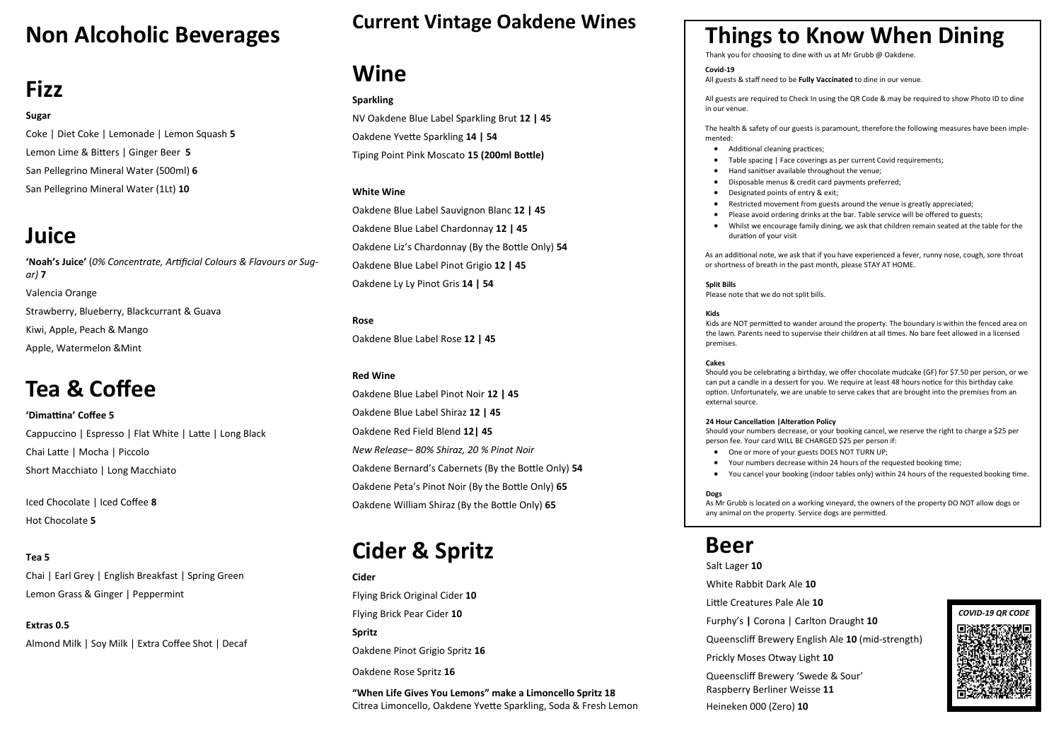# Non Alcoholic Beverages

## Fizz

**Sugar**

Coke | Diet Coke | Lemonade | Lemon Squash **5**

Lemon Lime & Bitters | Ginger Beer **5**

San Pellegrino Mineral Water (500ml) **6**

San Pellegrino Mineral Water (1Lt) **10**

## Juice

**'Noah's Juice'** (*0% Concentrate, Artificial Colours & Flavours or Sugar)* **7**

Valencia Orange

Strawberry, Blueberry, Blackcurrant & Guava

Kiwi, Apple, Peach & Mango

Apple, Watermelon &Mint

## Tea & Coffee

**'Dimattina' Coffee 5**

Cappuccino | Espresso | Flat White | Latte | Long Black

Chai Latte | Mocha | Piccolo

Short Macchiato | Long Macchiato

Iced Chocolate | Iced Coffee **8**

Hot Chocolate **5**

**Tea 5**

Chai | Earl Grey | English Breakfast | Spring Green

Lemon Grass & Ginger | Peppermint

**Extras 0.5**

Almond Milk | Soy Milk | Extra Coffee Shot | Decaf

# Current Vintage Oakdene Wines

## Wine

**Sparkling**

NV Oakdene Blue Label Sparkling Brut **12 | 45**

Oakdene Yvette Sparkling **14 | 54**

Tiping Point Pink Moscato **15 (200ml Bottle)**

**White Wine**

Oakdene Blue Label Sauvignon Blanc **12 | 45**

Oakdene Blue Label Chardonnay **12 | 45**

Oakdene Liz's Chardonnay (By the Bottle Only) **54**

Oakdene Blue Label Pinot Grigio **12 | 45**

Oakdene Ly Ly Pinot Gris **14 | 54**

**Rose**

Oakdene Blue Label Rose **12 | 45**

**Red Wine**

Oakdene Blue Label Pinot Noir **12 | 45**

Oakdene Blue Label Shiraz **12 | 45**

Oakdene Red Field Blend **12| 45**

*New Release– 80% Shiraz, 20 % Pinot Noir*

Oakdene Bernard's Cabernets (By the Bottle Only) **54**

Oakdene Peta's Pinot Noir (By the Bottle Only) **65**

Oakdene William Shiraz (By the Bottle Only) **65**

## Cider & Spritz

**Cider**

Flying Brick Original Cider **10**

Flying Brick Pear Cider **10**

**Spritz**

Oakdene Pinot Grigio Spritz **16**

Oakdene Rose Spritz **16**

**"When Life Gives You Lemons" make a Limoncello Spritz 18**
Citrea Limoncello, Oakdene Yvette Sparkling, Soda & Fresh Lemon

# Things to Know When Dining

Thank you for choosing to dine with us at Mr Grubb @ Oakdene.

**Covid-19**
All guests & staff need to be **Fully Vaccinated** to dine in our venue.

All guests are required to Check In using the QR Code & may be required to show Photo ID to dine in our venue.

The health & safety of our guests is paramount, therefore the following measures have been implemented:

- Additional cleaning practices;
- Table spacing | Face coverings as per current Covid requirements;
- Hand sanitiser available throughout the venue;
- Disposable menus & credit card payments preferred;
- Designated points of entry & exit;
- Restricted movement from guests around the venue is greatly appreciated;
- Please avoid ordering drinks at the bar. Table service will be offered to guests;
- Whilst we encourage family dining, we ask that children remain seated at the table for the duration of your visit

As an additional note, we ask that if you have experienced a fever, runny nose, cough, sore throat or shortness of breath in the past month, please STAY AT HOME.

**Split Bills**
Please note that we do not split bills.

**Kids**
Kids are NOT permitted to wander around the property. The boundary is within the fenced area on the lawn. Parents need to supervise their children at all times. No bare feet allowed in a licensed premises.

**Cakes**
Should you be celebrating a birthday, we offer chocolate mudcake (GF) for $7.50 per person, or we can put a candle in a dessert for you. We require at least 48 hours notice for this birthday cake option. Unfortunately, we are unable to serve cakes that are brought into the premises from an external source.

**24 Hour Cancellation |Alteration Policy**
Should your numbers decrease, or your booking cancel, we reserve the right to charge a $25 per person fee. Your card WILL BE CHARGED $25 per person if:

- One or more of your guests DOES NOT TURN UP;
- Your numbers decrease within 24 hours of the requested booking time;
- You cancel your booking (indoor tables only) within 24 hours of the requested booking time.

**Dogs**
As Mr Grubb is located on a working vineyard, the owners of the property DO NOT allow dogs or any animal on the property. Service dogs are permitted.

# Beer

Salt Lager **10**

White Rabbit Dark Ale **10**

Little Creatures Pale Ale **10**

Furphy's **|** Corona | Carlton Draught **10**

Queenscliff Brewery English Ale **10** (mid-strength)

Prickly Moses Otway Light **10**

Queenscliff Brewery 'Swede & Sour' Raspberry Berliner Weisse **11**

Heineken 000 (Zero) **10**

*COVID-19 QR CODE*